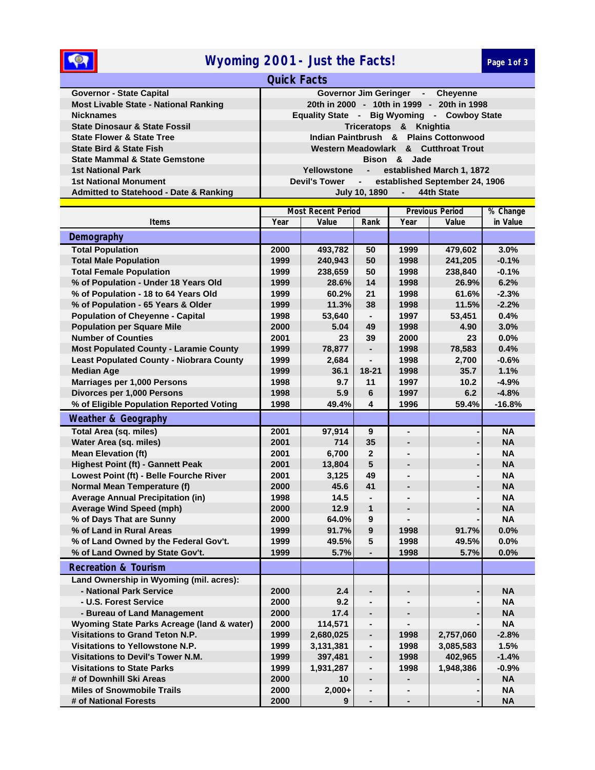# Wyoming 2001 - Just the Facts!

## Quick Facts

| | |
|---|---|
| Governor - State Capital | Governor Jim Geringer - Cheyenne |
| Most Livable State - National Ranking | 20th in 2000 - 10th in 1999 - 20th in 1998 |
| Nicknames | Equality State - Big Wyoming - Cowboy State |
| State Dinosaur & State Fossil | Triceratops & Knightia |
| State Flower & State Tree | Indian Paintbrush & Plains Cottonwood |
| State Bird & State Fish | Western Meadowlark & Cutthroat Trout |
| State Mammal & State Gemstone | Bison & Jade |
| 1st National Park | Yellowstone - established March 1, 1872 |
| 1st National Monument | Devil's Tower - established September 24, 1906 |
| Admitted to Statehood - Date & Ranking | July 10, 1890 - 44th State |

| Items | Most Recent Period | | | Previous Period | | % Change |
|---|---|---|---|---|---|---|
| | Year | Value | Rank | Year | Value | in Value |
| **Demography** | | | | | | |
| Total Population | 2000 | 493,782 | 50 | 1999 | 479,602 | 3.0% |
| Total Male Population | 1999 | 240,943 | 50 | 1998 | 241,205 | -0.1% |
| Total Female Population | 1999 | 238,659 | 50 | 1998 | 238,840 | -0.1% |
| % of Population - Under 18 Years Old | 1999 | 28.6% | 14 | 1998 | 26.9% | 6.2% |
| % of Population - 18 to 64 Years Old | 1999 | 60.2% | 21 | 1998 | 61.6% | -2.3% |
| % of Population - 65 Years & Older | 1999 | 11.3% | 38 | 1998 | 11.5% | -2.2% |
| Population of Cheyenne - Capital | 1998 | 53,640 | - | 1997 | 53,451 | 0.4% |
| Population per Square Mile | 2000 | 5.04 | 49 | 1998 | 4.90 | 3.0% |
| Number of Counties | 2001 | 23 | 39 | 2000 | 23 | 0.0% |
| Most Populated County - Laramie County | 1999 | 78,877 | - | 1998 | 78,583 | 0.4% |
| Least Populated County - Niobrara County | 1999 | 2,684 | - | 1998 | 2,700 | -0.6% |
| Median Age | 1999 | 36.1 | 18-21 | 1998 | 35.7 | 1.1% |
| Marriages per 1,000 Persons | 1998 | 9.7 | 11 | 1997 | 10.2 | -4.9% |
| Divorces per 1,000 Persons | 1998 | 5.9 | 6 | 1997 | 6.2 | -4.8% |
| % of Eligible Population Reported Voting | 1998 | 49.4% | 4 | 1996 | 59.4% | -16.8% |
| **Weather & Geography** | | | | | | |
| Total Area (sq. miles) | 2001 | 97,914 | 9 | - | - | NA |
| Water Area (sq. miles) | 2001 | 714 | 35 | - | - | NA |
| Mean Elevation (ft) | 2001 | 6,700 | 2 | - | - | NA |
| Highest Point (ft) - Gannett Peak | 2001 | 13,804 | 5 | - | - | NA |
| Lowest Point (ft) - Belle Fourche River | 2001 | 3,125 | 49 | - | - | NA |
| Normal Mean Temperature (f) | 2000 | 45.6 | 41 | - | - | NA |
| Average Annual Precipitation (in) | 1998 | 14.5 | - | - | - | NA |
| Average Wind Speed (mph) | 2000 | 12.9 | 1 | - | - | NA |
| % of Days That are Sunny | 2000 | 64.0% | 9 | - | - | NA |
| % of Land in Rural Areas | 1999 | 91.7% | 9 | 1998 | 91.7% | 0.0% |
| % of Land Owned by the Federal Gov't. | 1999 | 49.5% | 5 | 1998 | 49.5% | 0.0% |
| % of Land Owned by State Gov't. | 1999 | 5.7% | - | 1998 | 5.7% | 0.0% |
| **Recreation & Tourism** | | | | | | |
| Land Ownership in Wyoming (mil. acres): | | | | | | |
| - National Park Service | 2000 | 2.4 | - | - | - | NA |
| - U.S. Forest Service | 2000 | 9.2 | - | - | - | NA |
| - Bureau of Land Management | 2000 | 17.4 | - | - | - | NA |
| Wyoming State Parks Acreage (land & water) | 2000 | 114,571 | - | - | - | NA |
| Visitations to Grand Teton N.P. | 1999 | 2,680,025 | - | 1998 | 2,757,060 | -2.8% |
| Visitations to Yellowstone N.P. | 1999 | 3,131,381 | - | 1998 | 3,085,583 | 1.5% |
| Visitations to Devil's Tower N.M. | 1999 | 397,481 | - | 1998 | 402,965 | -1.4% |
| Visitations to State Parks | 1999 | 1,931,287 | - | 1998 | 1,948,386 | -0.9% |
| # of Downhill Ski Areas | 2000 | 10 | - | - | - | NA |
| Miles of Snowmobile Trails | 2000 | 2,000+ | - | - | - | NA |
| # of National Forests | 2000 | 9 | - | - | - | NA |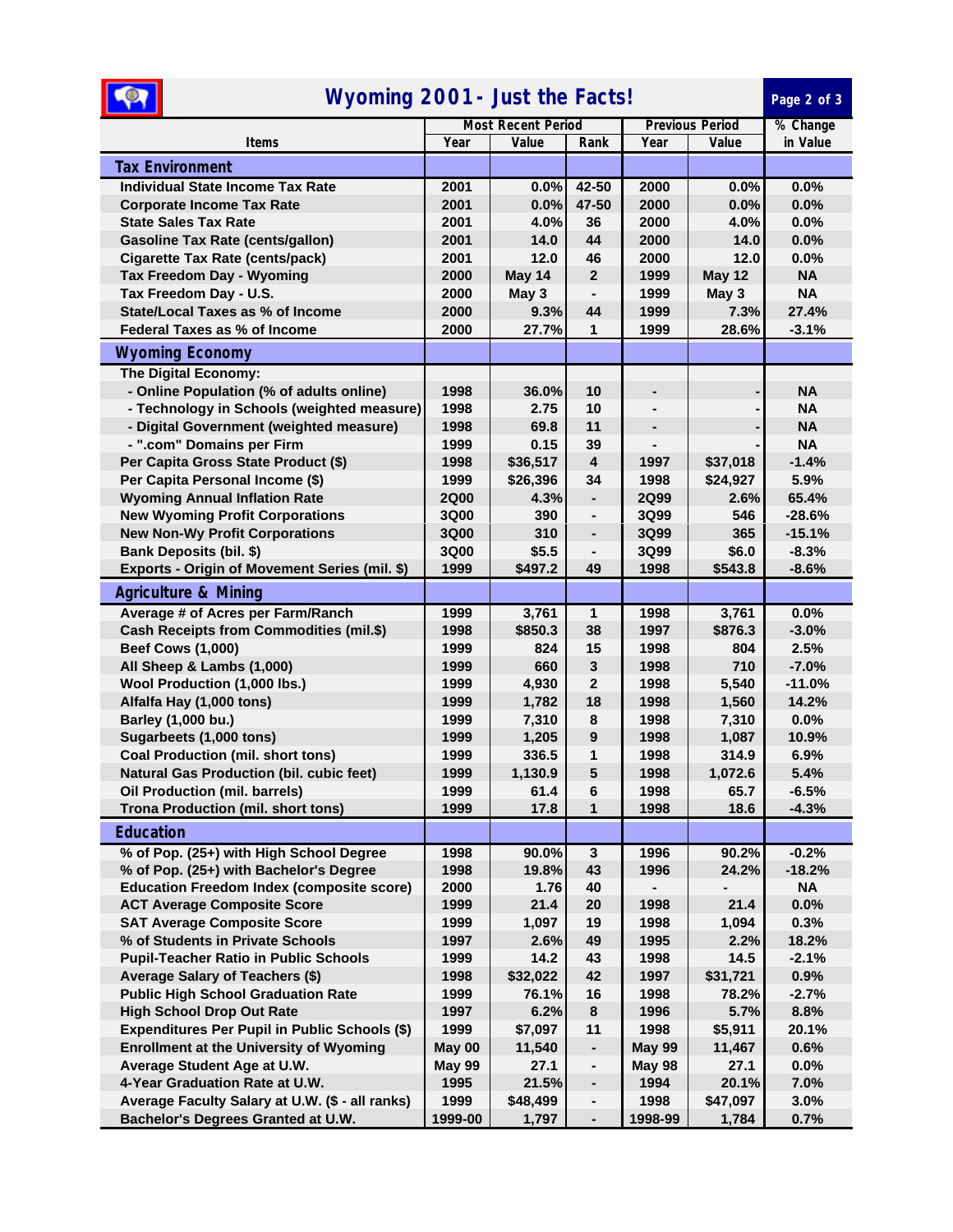# Wyoming 2001 - Just the Facts!

| Items | Most Recent Period | | | Previous Period | | % Change |
|---|---|---|---|---|---|---|
| | Year | Value | Rank | Year | Value | in Value |
| **Tax Environment** | | | | | | |
| Individual State Income Tax Rate | 2001 | 0.0% | 42-50 | 2000 | 0.0% | 0.0% |
| Corporate Income Tax Rate | 2001 | 0.0% | 47-50 | 2000 | 0.0% | 0.0% |
| State Sales Tax Rate | 2001 | 4.0% | 36 | 2000 | 4.0% | 0.0% |
| Gasoline Tax Rate (cents/gallon) | 2001 | 14.0 | 44 | 2000 | 14.0 | 0.0% |
| Cigarette Tax Rate (cents/pack) | 2001 | 12.0 | 46 | 2000 | 12.0 | 0.0% |
| Tax Freedom Day - Wyoming | 2000 | May 14 | 2 | 1999 | May 12 | NA |
| Tax Freedom Day - U.S. | 2000 | May 3 | - | 1999 | May 3 | NA |
| State/Local Taxes as % of Income | 2000 | 9.3% | 44 | 1999 | 7.3% | 27.4% |
| Federal Taxes as % of Income | 2000 | 27.7% | 1 | 1999 | 28.6% | -3.1% |
| **Wyoming Economy** | | | | | | |
| The Digital Economy: | | | | | | |
| - Online Population (% of adults online) | 1998 | 36.0% | 10 | - | - | NA |
| - Technology in Schools (weighted measure) | 1998 | 2.75 | 10 | - | - | NA |
| - Digital Government (weighted measure) | 1998 | 69.8 | 11 | - | - | NA |
| - ".com" Domains per Firm | 1999 | 0.15 | 39 | - | - | NA |
| Per Capita Gross State Product ($) | 1998 | $36,517 | 4 | 1997 | $37,018 | -1.4% |
| Per Capita Personal Income ($) | 1999 | $26,396 | 34 | 1998 | $24,927 | 5.9% |
| Wyoming Annual Inflation Rate | 2Q00 | 4.3% | - | 2Q99 | 2.6% | 65.4% |
| New Wyoming Profit Corporations | 3Q00 | 390 | - | 3Q99 | 546 | -28.6% |
| New Non-Wy Profit Corporations | 3Q00 | 310 | - | 3Q99 | 365 | -15.1% |
| Bank Deposits (bil. $) | 3Q00 | $5.5 | - | 3Q99 | $6.0 | -8.3% |
| Exports - Origin of Movement Series (mil. $) | 1999 | $497.2 | 49 | 1998 | $543.8 | -8.6% |
| **Agriculture & Mining** | | | | | | |
| Average # of Acres per Farm/Ranch | 1999 | 3,761 | 1 | 1998 | 3,761 | 0.0% |
| Cash Receipts from Commodities (mil.$) | 1998 | $850.3 | 38 | 1997 | $876.3 | -3.0% |
| Beef Cows (1,000) | 1999 | 824 | 15 | 1998 | 804 | 2.5% |
| All Sheep & Lambs (1,000) | 1999 | 660 | 3 | 1998 | 710 | -7.0% |
| Wool Production (1,000 lbs.) | 1999 | 4,930 | 2 | 1998 | 5,540 | -11.0% |
| Alfalfa Hay (1,000 tons) | 1999 | 1,782 | 18 | 1998 | 1,560 | 14.2% |
| Barley (1,000 bu.) | 1999 | 7,310 | 8 | 1998 | 7,310 | 0.0% |
| Sugarbeets (1,000 tons) | 1999 | 1,205 | 9 | 1998 | 1,087 | 10.9% |
| Coal Production (mil. short tons) | 1999 | 336.5 | 1 | 1998 | 314.9 | 6.9% |
| Natural Gas Production (bil. cubic feet) | 1999 | 1,130.9 | 5 | 1998 | 1,072.6 | 5.4% |
| Oil Production (mil. barrels) | 1999 | 61.4 | 6 | 1998 | 65.7 | -6.5% |
| Trona Production (mil. short tons) | 1999 | 17.8 | 1 | 1998 | 18.6 | -4.3% |
| **Education** | | | | | | |
| % of Pop. (25+) with High School Degree | 1998 | 90.0% | 3 | 1996 | 90.2% | -0.2% |
| % of Pop. (25+) with Bachelor's Degree | 1998 | 19.8% | 43 | 1996 | 24.2% | -18.2% |
| Education Freedom Index (composite score) | 2000 | 1.76 | 40 | - | - | NA |
| ACT Average Composite Score | 1999 | 21.4 | 20 | 1998 | 21.4 | 0.0% |
| SAT Average Composite Score | 1999 | 1,097 | 19 | 1998 | 1,094 | 0.3% |
| % of Students in Private Schools | 1997 | 2.6% | 49 | 1995 | 2.2% | 18.2% |
| Pupil-Teacher Ratio in Public Schools | 1999 | 14.2 | 43 | 1998 | 14.5 | -2.1% |
| Average Salary of Teachers ($) | 1998 | $32,022 | 42 | 1997 | $31,721 | 0.9% |
| Public High School Graduation Rate | 1999 | 76.1% | 16 | 1998 | 78.2% | -2.7% |
| High School Drop Out Rate | 1997 | 6.2% | 8 | 1996 | 5.7% | 8.8% |
| Expenditures Per Pupil in Public Schools ($) | 1999 | $7,097 | 11 | 1998 | $5,911 | 20.1% |
| Enrollment at the University of Wyoming | May 00 | 11,540 | - | May 99 | 11,467 | 0.6% |
| Average Student Age at U.W. | May 99 | 27.1 | - | May 98 | 27.1 | 0.0% |
| 4-Year Graduation Rate at U.W. | 1995 | 21.5% | - | 1994 | 20.1% | 7.0% |
| Average Faculty Salary at U.W. ($ - all ranks) | 1999 | $48,499 | - | 1998 | $47,097 | 3.0% |
| Bachelor's Degrees Granted at U.W. | 1999-00 | 1,797 | - | 1998-99 | 1,784 | 0.7% |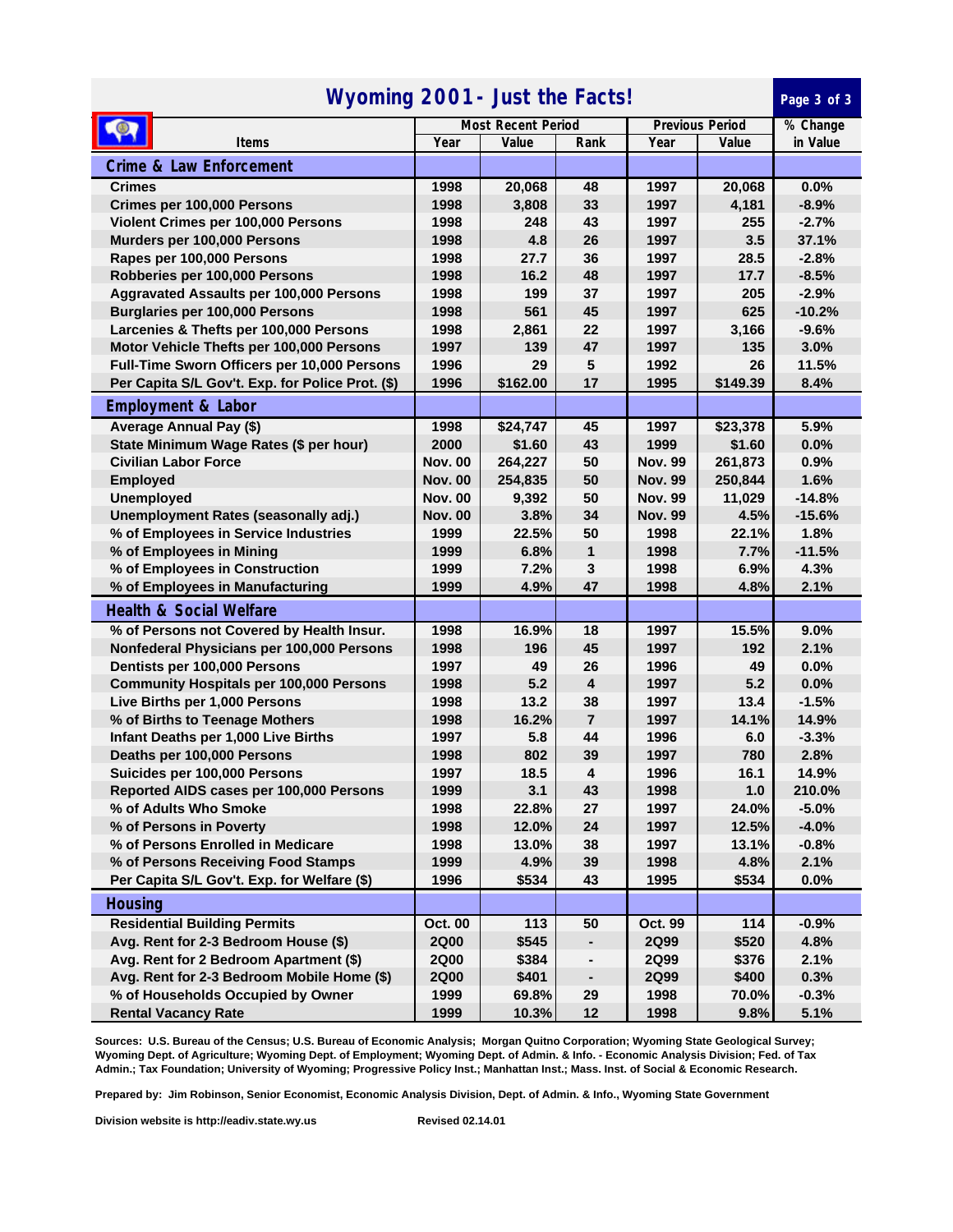# Wyoming 2001 - Just the Facts!

| Items | Most Recent Period | | | Previous Period | | % Change |
|---|---|---|---|---|---|---|
| | Year | Value | Rank | Year | Value | in Value |
| **Crime & Law Enforcement** | | | | | | |
| Crimes | 1998 | 20,068 | 48 | 1997 | 20,068 | 0.0% |
| Crimes per 100,000 Persons | 1998 | 3,808 | 33 | 1997 | 4,181 | -8.9% |
| Violent Crimes per 100,000 Persons | 1998 | 248 | 43 | 1997 | 255 | -2.7% |
| Murders per 100,000 Persons | 1998 | 4.8 | 26 | 1997 | 3.5 | 37.1% |
| Rapes per 100,000 Persons | 1998 | 27.7 | 36 | 1997 | 28.5 | -2.8% |
| Robberies per 100,000 Persons | 1998 | 16.2 | 48 | 1997 | 17.7 | -8.5% |
| Aggravated Assaults per 100,000 Persons | 1998 | 199 | 37 | 1997 | 205 | -2.9% |
| Burglaries per 100,000 Persons | 1998 | 561 | 45 | 1997 | 625 | -10.2% |
| Larcenies & Thefts per 100,000 Persons | 1998 | 2,861 | 22 | 1997 | 3,166 | -9.6% |
| Motor Vehicle Thefts per 100,000 Persons | 1997 | 139 | 47 | 1997 | 135 | 3.0% |
| Full-Time Sworn Officers per 10,000 Persons | 1996 | 29 | 5 | 1992 | 26 | 11.5% |
| Per Capita S/L Gov't. Exp. for Police Prot. ($) | 1996 | $162.00 | 17 | 1995 | $149.39 | 8.4% |
| **Employment & Labor** | | | | | | |
| Average Annual Pay ($) | 1998 | $24,747 | 45 | 1997 | $23,378 | 5.9% |
| State Minimum Wage Rates ($ per hour) | 2000 | $1.60 | 43 | 1999 | $1.60 | 0.0% |
| Civilian Labor Force | Nov. 00 | 264,227 | 50 | Nov. 99 | 261,873 | 0.9% |
| Employed | Nov. 00 | 254,835 | 50 | Nov. 99 | 250,844 | 1.6% |
| Unemployed | Nov. 00 | 9,392 | 50 | Nov. 99 | 11,029 | -14.8% |
| Unemployment Rates (seasonally adj.) | Nov. 00 | 3.8% | 34 | Nov. 99 | 4.5% | -15.6% |
| % of Employees in Service Industries | 1999 | 22.5% | 50 | 1998 | 22.1% | 1.8% |
| % of Employees in Mining | 1999 | 6.8% | 1 | 1998 | 7.7% | -11.5% |
| % of Employees in Construction | 1999 | 7.2% | 3 | 1998 | 6.9% | 4.3% |
| % of Employees in Manufacturing | 1999 | 4.9% | 47 | 1998 | 4.8% | 2.1% |
| **Health & Social Welfare** | | | | | | |
| % of Persons not Covered by Health Insur. | 1998 | 16.9% | 18 | 1997 | 15.5% | 9.0% |
| Nonfederal Physicians per 100,000 Persons | 1998 | 196 | 45 | 1997 | 192 | 2.1% |
| Dentists per 100,000 Persons | 1997 | 49 | 26 | 1996 | 49 | 0.0% |
| Community Hospitals per 100,000 Persons | 1998 | 5.2 | 4 | 1997 | 5.2 | 0.0% |
| Live Births per 1,000 Persons | 1998 | 13.2 | 38 | 1997 | 13.4 | -1.5% |
| % of Births to Teenage Mothers | 1998 | 16.2% | 7 | 1997 | 14.1% | 14.9% |
| Infant Deaths per 1,000 Live Births | 1997 | 5.8 | 44 | 1996 | 6.0 | -3.3% |
| Deaths per 100,000 Persons | 1998 | 802 | 39 | 1997 | 780 | 2.8% |
| Suicides per 100,000 Persons | 1997 | 18.5 | 4 | 1996 | 16.1 | 14.9% |
| Reported AIDS cases per 100,000 Persons | 1999 | 3.1 | 43 | 1998 | 1.0 | 210.0% |
| % of Adults Who Smoke | 1998 | 22.8% | 27 | 1997 | 24.0% | -5.0% |
| % of Persons in Poverty | 1998 | 12.0% | 24 | 1997 | 12.5% | -4.0% |
| % of Persons Enrolled in Medicare | 1998 | 13.0% | 38 | 1997 | 13.1% | -0.8% |
| % of Persons Receiving Food Stamps | 1999 | 4.9% | 39 | 1998 | 4.8% | 2.1% |
| Per Capita S/L Gov't. Exp. for Welfare ($) | 1996 | $534 | 43 | 1995 | $534 | 0.0% |
| **Housing** | | | | | | |
| Residential Building Permits | Oct. 00 | 113 | 50 | Oct. 99 | 114 | -0.9% |
| Avg. Rent for 2-3 Bedroom House ($) | 2Q00 | $545 | - | 2Q99 | $520 | 4.8% |
| Avg. Rent for 2 Bedroom Apartment ($) | 2Q00 | $384 | - | 2Q99 | $376 | 2.1% |
| Avg. Rent for 2-3 Bedroom Mobile Home ($) | 2Q00 | $401 | - | 2Q99 | $400 | 0.3% |
| % of Households Occupied by Owner | 1999 | 69.8% | 29 | 1998 | 70.0% | -0.3% |
| Rental Vacancy Rate | 1999 | 10.3% | 12 | 1998 | 9.8% | 5.1% |

**Sources: U.S. Bureau of the Census; U.S. Bureau of Economic Analysis; Morgan Quitno Corporation; Wyoming State Geological Survey; Wyoming Dept. of Agriculture; Wyoming Dept. of Employment; Wyoming Dept. of Admin. & Info. - Economic Analysis Division; Fed. of Tax Admin.; Tax Foundation; University of Wyoming; Progressive Policy Inst.; Manhattan Inst.; Mass. Inst. of Social & Economic Research.**

**Prepared by: Jim Robinson, Senior Economist, Economic Analysis Division, Dept. of Admin. & Info., Wyoming State Government**

**Division website is http://eadiv.state.wy.us** **Revised 02.14.01**